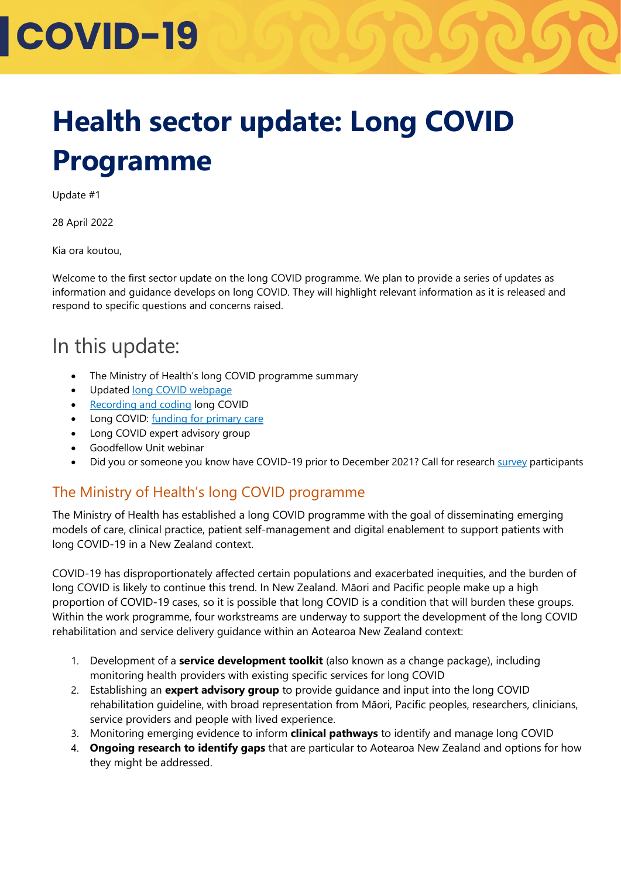# COVID-19

# Health sector update: Long COVID Programme

Update #1

28 April 2022

Kia ora koutou,

Welcome to the first sector update on the long COVID programme. We plan to provide a series of updates as information and guidance develops on long COVID. They will highlight relevant information as it is released and respond to specific questions and concerns raised.

## In this update:

- The Ministry of Health's long COVID programme summary
- Updated long COVID webpage
- Recording and coding long COVID
- Long COVID: funding for primary care
- Long COVID expert advisory group
- Goodfellow Unit webinar
- Did you or someone you know have COVID-19 prior to December 2021? Call for research survey participants

### The Ministry of Health's long COVID programme

The Ministry of Health has established a long COVID programme with the goal of disseminating emerging models of care, clinical practice, patient self-management and digital enablement to support patients with long COVID-19 in a New Zealand context.

COVID-19 has disproportionately affected certain populations and exacerbated inequities, and the burden of long COVID is likely to continue this trend. In New Zealand. Māori and Pacific people make up a high proportion of COVID-19 cases, so it is possible that long COVID is a condition that will burden these groups. Within the work programme, four workstreams are underway to support the development of the long COVID rehabilitation and service delivery guidance within an Aotearoa New Zealand context:

1. Development of a **service development toolkit** (also known as a change package), including monitoring health providers with existing specific services for long COVID
2. Establishing an **expert advisory group** to provide guidance and input into the long COVID rehabilitation guideline, with broad representation from Māori, Pacific peoples, researchers, clinicians, service providers and people with lived experience.
3. Monitoring emerging evidence to inform **clinical pathways** to identify and manage long COVID
4. **Ongoing research to identify gaps** that are particular to Aotearoa New Zealand and options for how they might be addressed.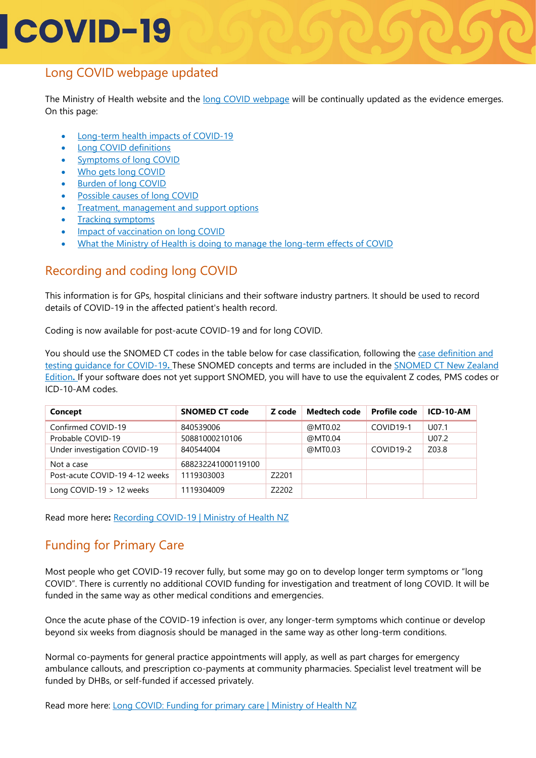# COVID-19

## Long COVID webpage updated

The Ministry of Health website and the long COVID webpage will be continually updated as the evidence emerges. On this page:

- Long-term health impacts of COVID-19
- Long COVID definitions
- Symptoms of long COVID
- Who gets long COVID
- Burden of long COVID
- Possible causes of long COVID
- Treatment, management and support options
- Tracking symptoms
- Impact of vaccination on long COVID
- What the Ministry of Health is doing to manage the long-term effects of COVID

## Recording and coding long COVID

This information is for GPs, hospital clinicians and their software industry partners. It should be used to record details of COVID-19 in the affected patient's health record.

Coding is now available for post-acute COVID-19 and for long COVID.

You should use the SNOMED CT codes in the table below for case classification, following the case definition and testing guidance for COVID-19. These SNOMED concepts and terms are included in the SNOMED CT New Zealand Edition. If your software does not yet support SNOMED, you will have to use the equivalent Z codes, PMS codes or ICD-10-AM codes.

| Concept | SNOMED CT code | Z code | Medtech code | Profile code | ICD-10-AM |
|---|---|---|---|---|---|
| Confirmed COVID-19 | 840539006 | | @MT0.02 | COVID19-1 | U07.1 |
| Probable COVID-19 | 50881000210106 | | @MT0.04 | | U07.2 |
| Under investigation COVID-19 | 840544004 | | @MT0.03 | COVID19-2 | Z03.8 |
| Not a case | 688232241000119100 | | | | |
| Post-acute COVID-19 4-12 weeks | 1119303003 | Z2201 | | | |
| Long COVID-19 > 12 weeks | 1119304009 | Z2202 | | | |

Read more here**:** Recording COVID-19 | Ministry of Health NZ

## Funding for Primary Care

Most people who get COVID-19 recover fully, but some may go on to develop longer term symptoms or "long COVID". There is currently no additional COVID funding for investigation and treatment of long COVID. It will be funded in the same way as other medical conditions and emergencies.

Once the acute phase of the COVID-19 infection is over, any longer-term symptoms which continue or develop beyond six weeks from diagnosis should be managed in the same way as other long-term conditions.

Normal co-payments for general practice appointments will apply, as well as part charges for emergency ambulance callouts, and prescription co-payments at community pharmacies. Specialist level treatment will be funded by DHBs, or self-funded if accessed privately.

Read more here: Long COVID: Funding for primary care | Ministry of Health NZ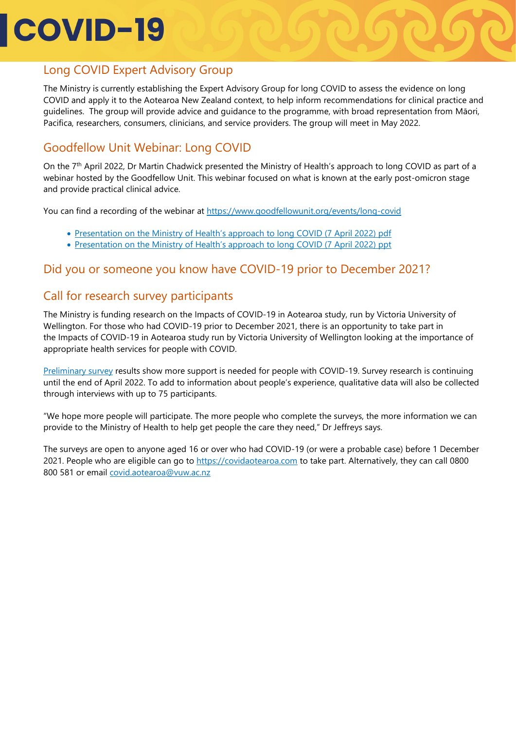# COVID-19

## Long COVID Expert Advisory Group

The Ministry is currently establishing the Expert Advisory Group for long COVID to assess the evidence on long COVID and apply it to the Aotearoa New Zealand context, to help inform recommendations for clinical practice and guidelines. The group will provide advice and guidance to the programme, with broad representation from Māori, Pacifica, researchers, consumers, clinicians, and service providers. The group will meet in May 2022.

## Goodfellow Unit Webinar: Long COVID

On the 7th April 2022, Dr Martin Chadwick presented the Ministry of Health's approach to long COVID as part of a webinar hosted by the Goodfellow Unit. This webinar focused on what is known at the early post-omicron stage and provide practical clinical advice.

You can find a recording of the webinar at [https://www.goodfellowunit.org/events/long-covid](https://www.goodfellowunit.org/events/long-covid)

- Presentation on the Ministry of Health's approach to long COVID (7 April 2022) pdf
- Presentation on the Ministry of Health's approach to long COVID (7 April 2022) ppt

## Did you or someone you know have COVID-19 prior to December 2021?

## Call for research survey participants

The Ministry is funding research on the Impacts of COVID-19 in Aotearoa study, run by Victoria University of Wellington. For those who had COVID-19 prior to December 2021, there is an opportunity to take part in the Impacts of COVID-19 in Aotearoa study run by Victoria University of Wellington looking at the importance of appropriate health services for people with COVID.

Preliminary survey results show more support is needed for people with COVID-19. Survey research is continuing until the end of April 2022. To add to information about people's experience, qualitative data will also be collected through interviews with up to 75 participants.

"We hope more people will participate. The more people who complete the surveys, the more information we can provide to the Ministry of Health to help get people the care they need," Dr Jeffreys says.

The surveys are open to anyone aged 16 or over who had COVID-19 (or were a probable case) before 1 December 2021. People who are eligible can go to [https://covidaotearoa.com](https://covidaotearoa.com) to take part. Alternatively, they can call 0800 800 581 or email covid.aotearoa@vuw.ac.nz